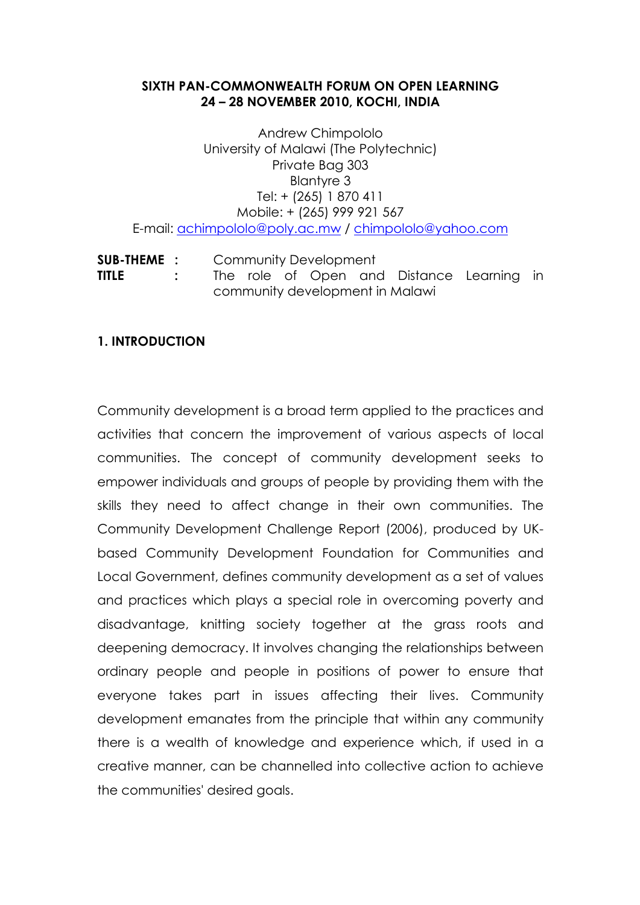**SIXTH PAN-COMMONWEALTH FORUM ON OPEN LEARNING**
**24 – 28 NOVEMBER 2010, KOCHI, INDIA**

Andrew Chimpololo
University of Malawi (The Polytechnic)
Private Bag 303
Blantyre 3
Tel: + (265) 1 870 411
Mobile: + (265) 999 921 567
E-mail: achimpololo@poly.ac.mw / chimpololo@yahoo.com

**SUB-THEME :** Community Development
**TITLE :** The role of Open and Distance Learning in community development in Malawi

## 1. INTRODUCTION

Community development is a broad term applied to the practices and activities that concern the improvement of various aspects of local communities. The concept of community development seeks to empower individuals and groups of people by providing them with the skills they need to affect change in their own communities. The Community Development Challenge Report (2006), produced by UK-based Community Development Foundation for Communities and Local Government, defines community development as a set of values and practices which plays a special role in overcoming poverty and disadvantage, knitting society together at the grass roots and deepening democracy. It involves changing the relationships between ordinary people and people in positions of power to ensure that everyone takes part in issues affecting their lives. Community development emanates from the principle that within any community there is a wealth of knowledge and experience which, if used in a creative manner, can be channelled into collective action to achieve the communities' desired goals.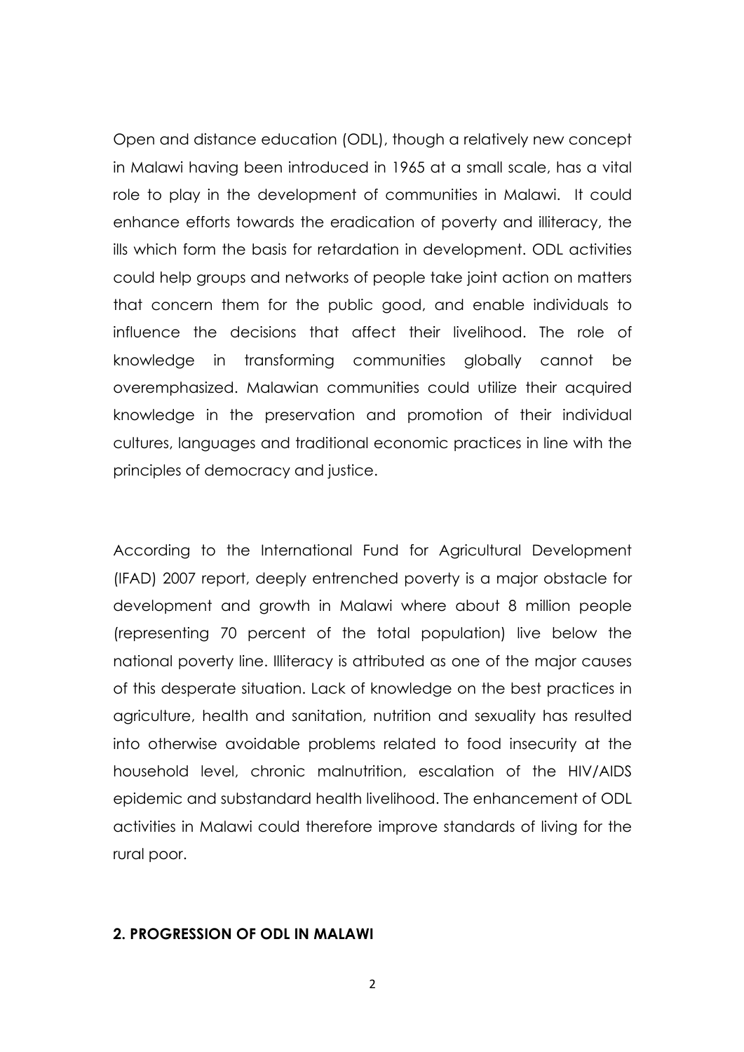Open and distance education (ODL), though a relatively new concept in Malawi having been introduced in 1965 at a small scale, has a vital role to play in the development of communities in Malawi. It could enhance efforts towards the eradication of poverty and illiteracy, the ills which form the basis for retardation in development. ODL activities could help groups and networks of people take joint action on matters that concern them for the public good, and enable individuals to influence the decisions that affect their livelihood. The role of knowledge in transforming communities globally cannot be overemphasized. Malawian communities could utilize their acquired knowledge in the preservation and promotion of their individual cultures, languages and traditional economic practices in line with the principles of democracy and justice.

According to the International Fund for Agricultural Development (IFAD) 2007 report, deeply entrenched poverty is a major obstacle for development and growth in Malawi where about 8 million people (representing 70 percent of the total population) live below the national poverty line. Illiteracy is attributed as one of the major causes of this desperate situation. Lack of knowledge on the best practices in agriculture, health and sanitation, nutrition and sexuality has resulted into otherwise avoidable problems related to food insecurity at the household level, chronic malnutrition, escalation of the HIV/AIDS epidemic and substandard health livelihood. The enhancement of ODL activities in Malawi could therefore improve standards of living for the rural poor.

## 2. PROGRESSION OF ODL IN MALAWI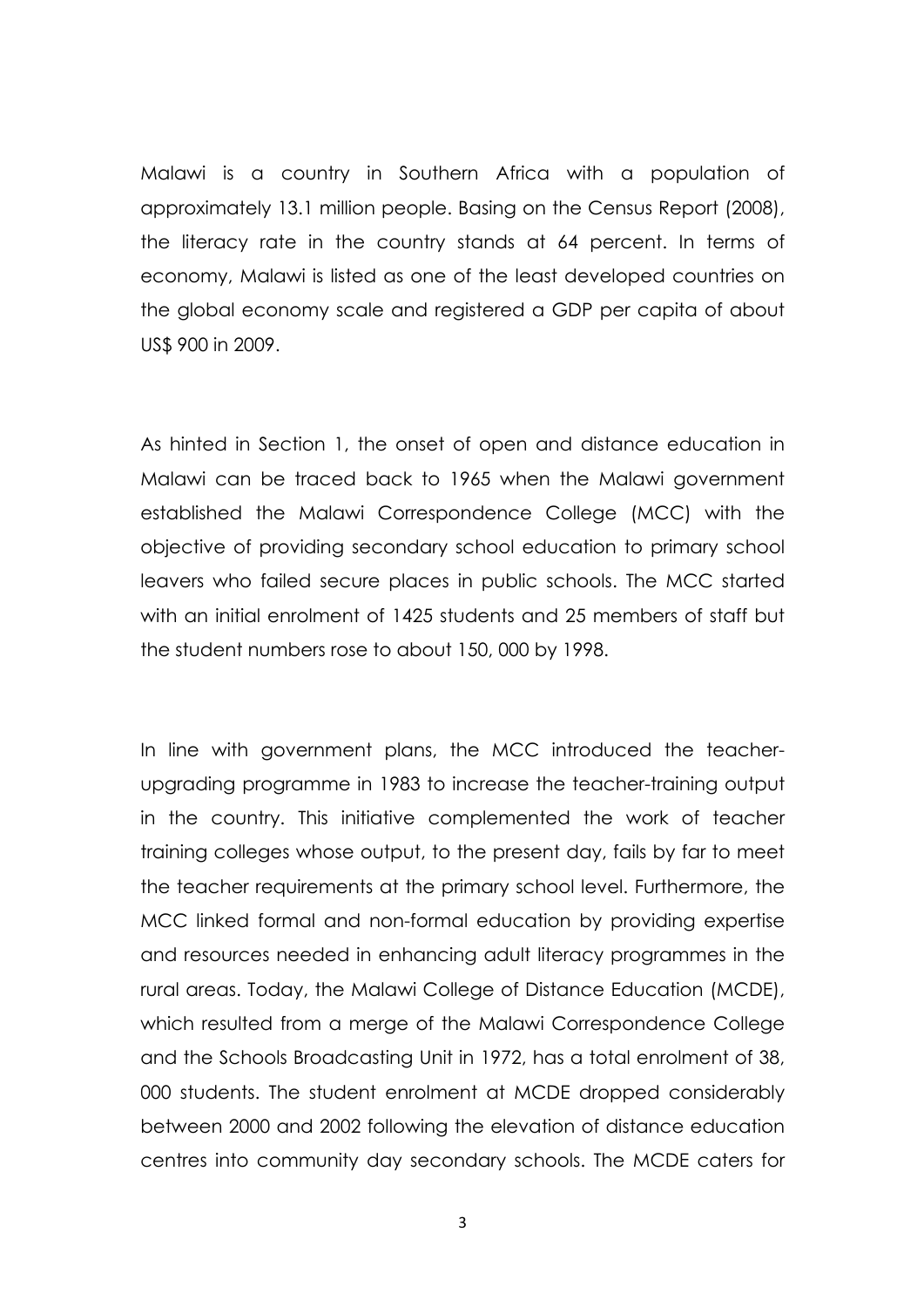Malawi is a country in Southern Africa with a population of approximately 13.1 million people. Basing on the Census Report (2008), the literacy rate in the country stands at 64 percent. In terms of economy, Malawi is listed as one of the least developed countries on the global economy scale and registered a GDP per capita of about US$ 900 in 2009.

As hinted in Section 1, the onset of open and distance education in Malawi can be traced back to 1965 when the Malawi government established the Malawi Correspondence College (MCC) with the objective of providing secondary school education to primary school leavers who failed secure places in public schools. The MCC started with an initial enrolment of 1425 students and 25 members of staff but the student numbers rose to about 150, 000 by 1998.

In line with government plans, the MCC introduced the teacher-upgrading programme in 1983 to increase the teacher-training output in the country. This initiative complemented the work of teacher training colleges whose output, to the present day, fails by far to meet the teacher requirements at the primary school level. Furthermore, the MCC linked formal and non-formal education by providing expertise and resources needed in enhancing adult literacy programmes in the rural areas. Today, the Malawi College of Distance Education (MCDE), which resulted from a merge of the Malawi Correspondence College and the Schools Broadcasting Unit in 1972, has a total enrolment of 38, 000 students. The student enrolment at MCDE dropped considerably between 2000 and 2002 following the elevation of distance education centres into community day secondary schools. The MCDE caters for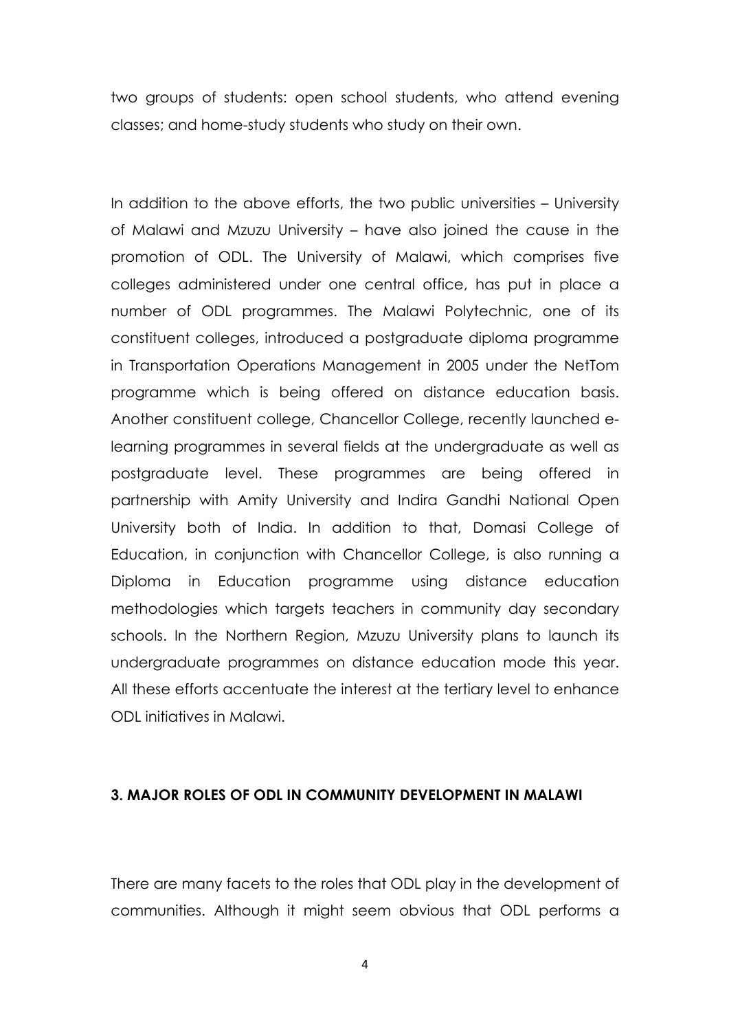two groups of students: open school students, who attend evening classes; and home-study students who study on their own.

In addition to the above efforts, the two public universities – University of Malawi and Mzuzu University – have also joined the cause in the promotion of ODL. The University of Malawi, which comprises five colleges administered under one central office, has put in place a number of ODL programmes. The Malawi Polytechnic, one of its constituent colleges, introduced a postgraduate diploma programme in Transportation Operations Management in 2005 under the NetTom programme which is being offered on distance education basis. Another constituent college, Chancellor College, recently launched e-learning programmes in several fields at the undergraduate as well as postgraduate level. These programmes are being offered in partnership with Amity University and Indira Gandhi National Open University both of India. In addition to that, Domasi College of Education, in conjunction with Chancellor College, is also running a Diploma in Education programme using distance education methodologies which targets teachers in community day secondary schools. In the Northern Region, Mzuzu University plans to launch its undergraduate programmes on distance education mode this year. All these efforts accentuate the interest at the tertiary level to enhance ODL initiatives in Malawi.

## 3. MAJOR ROLES OF ODL IN COMMUNITY DEVELOPMENT IN MALAWI

There are many facets to the roles that ODL play in the development of communities. Although it might seem obvious that ODL performs a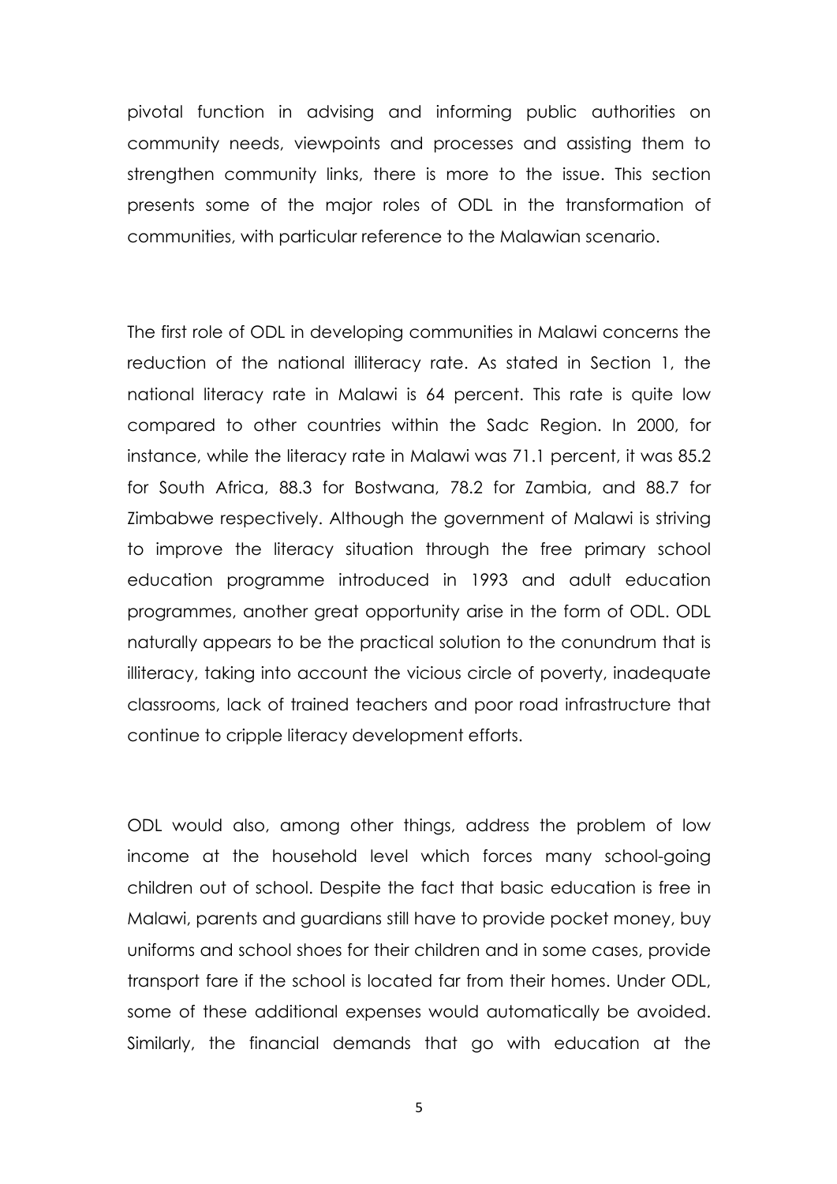pivotal function in advising and informing public authorities on community needs, viewpoints and processes and assisting them to strengthen community links, there is more to the issue. This section presents some of the major roles of ODL in the transformation of communities, with particular reference to the Malawian scenario.

The first role of ODL in developing communities in Malawi concerns the reduction of the national illiteracy rate. As stated in Section 1, the national literacy rate in Malawi is 64 percent. This rate is quite low compared to other countries within the Sadc Region. In 2000, for instance, while the literacy rate in Malawi was 71.1 percent, it was 85.2 for South Africa, 88.3 for Bostwana, 78.2 for Zambia, and 88.7 for Zimbabwe respectively. Although the government of Malawi is striving to improve the literacy situation through the free primary school education programme introduced in 1993 and adult education programmes, another great opportunity arise in the form of ODL. ODL naturally appears to be the practical solution to the conundrum that is illiteracy, taking into account the vicious circle of poverty, inadequate classrooms, lack of trained teachers and poor road infrastructure that continue to cripple literacy development efforts.

ODL would also, among other things, address the problem of low income at the household level which forces many school-going children out of school. Despite the fact that basic education is free in Malawi, parents and guardians still have to provide pocket money, buy uniforms and school shoes for their children and in some cases, provide transport fare if the school is located far from their homes. Under ODL, some of these additional expenses would automatically be avoided. Similarly, the financial demands that go with education at the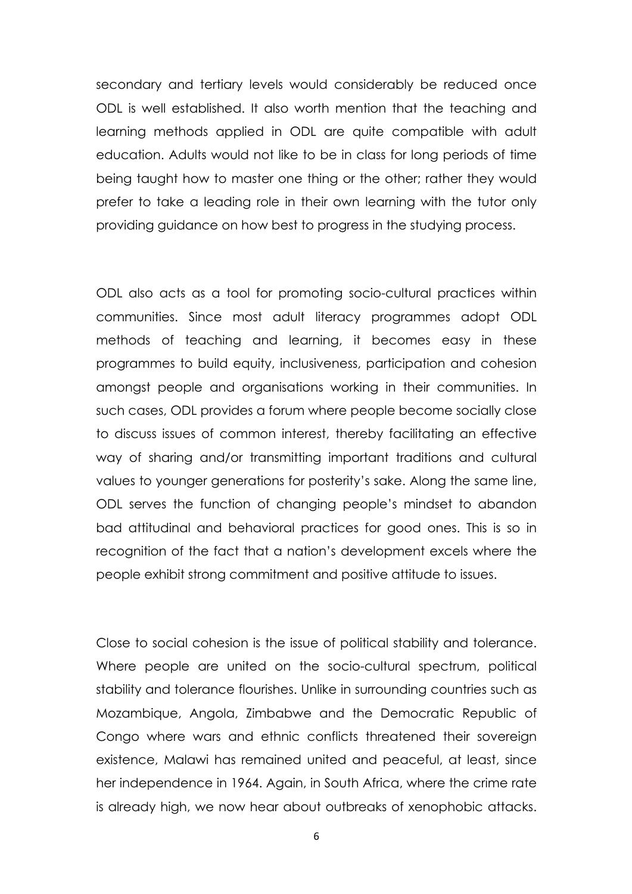secondary and tertiary levels would considerably be reduced once ODL is well established. It also worth mention that the teaching and learning methods applied in ODL are quite compatible with adult education. Adults would not like to be in class for long periods of time being taught how to master one thing or the other; rather they would prefer to take a leading role in their own learning with the tutor only providing guidance on how best to progress in the studying process.

ODL also acts as a tool for promoting socio-cultural practices within communities. Since most adult literacy programmes adopt ODL methods of teaching and learning, it becomes easy in these programmes to build equity, inclusiveness, participation and cohesion amongst people and organisations working in their communities. In such cases, ODL provides a forum where people become socially close to discuss issues of common interest, thereby facilitating an effective way of sharing and/or transmitting important traditions and cultural values to younger generations for posterity's sake. Along the same line, ODL serves the function of changing people's mindset to abandon bad attitudinal and behavioral practices for good ones. This is so in recognition of the fact that a nation's development excels where the people exhibit strong commitment and positive attitude to issues.

Close to social cohesion is the issue of political stability and tolerance. Where people are united on the socio-cultural spectrum, political stability and tolerance flourishes. Unlike in surrounding countries such as Mozambique, Angola, Zimbabwe and the Democratic Republic of Congo where wars and ethnic conflicts threatened their sovereign existence, Malawi has remained united and peaceful, at least, since her independence in 1964. Again, in South Africa, where the crime rate is already high, we now hear about outbreaks of xenophobic attacks.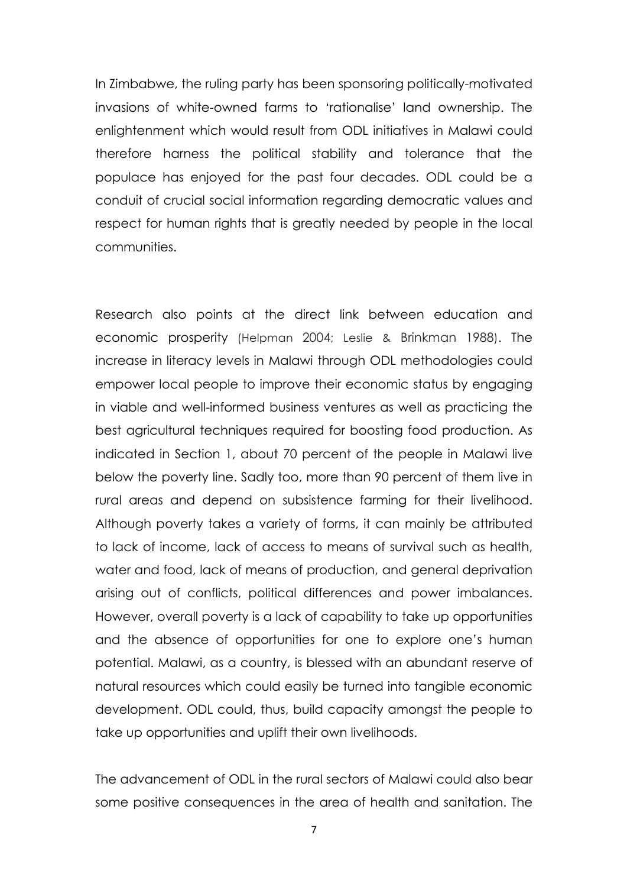In Zimbabwe, the ruling party has been sponsoring politically-motivated invasions of white-owned farms to 'rationalise' land ownership. The enlightenment which would result from ODL initiatives in Malawi could therefore harness the political stability and tolerance that the populace has enjoyed for the past four decades. ODL could be a conduit of crucial social information regarding democratic values and respect for human rights that is greatly needed by people in the local communities.

Research also points at the direct link between education and economic prosperity (Helpman 2004; Leslie & Brinkman 1988). The increase in literacy levels in Malawi through ODL methodologies could empower local people to improve their economic status by engaging in viable and well-informed business ventures as well as practicing the best agricultural techniques required for boosting food production. As indicated in Section 1, about 70 percent of the people in Malawi live below the poverty line. Sadly too, more than 90 percent of them live in rural areas and depend on subsistence farming for their livelihood. Although poverty takes a variety of forms, it can mainly be attributed to lack of income, lack of access to means of survival such as health, water and food, lack of means of production, and general deprivation arising out of conflicts, political differences and power imbalances. However, overall poverty is a lack of capability to take up opportunities and the absence of opportunities for one to explore one's human potential. Malawi, as a country, is blessed with an abundant reserve of natural resources which could easily be turned into tangible economic development. ODL could, thus, build capacity amongst the people to take up opportunities and uplift their own livelihoods.

The advancement of ODL in the rural sectors of Malawi could also bear some positive consequences in the area of health and sanitation. The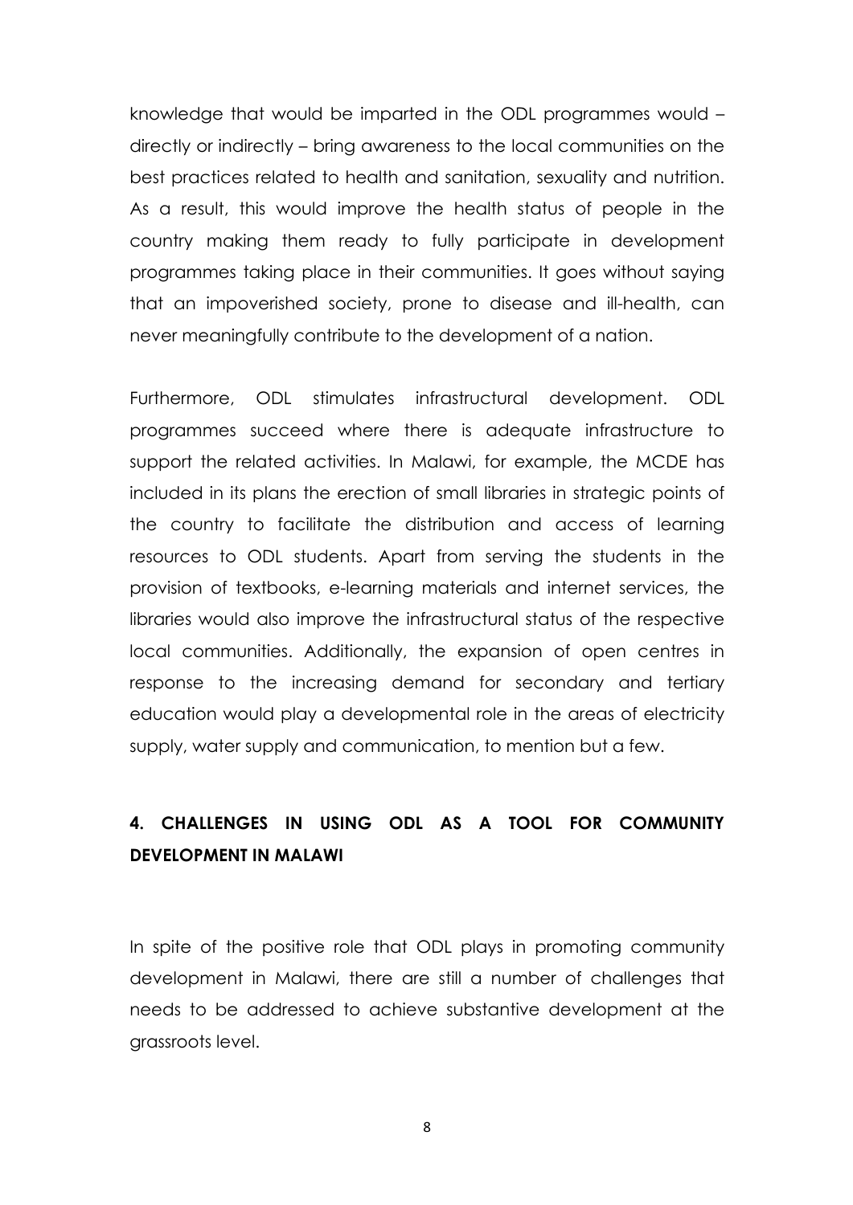knowledge that would be imparted in the ODL programmes would – directly or indirectly – bring awareness to the local communities on the best practices related to health and sanitation, sexuality and nutrition. As a result, this would improve the health status of people in the country making them ready to fully participate in development programmes taking place in their communities. It goes without saying that an impoverished society, prone to disease and ill-health, can never meaningfully contribute to the development of a nation.

Furthermore, ODL stimulates infrastructural development. ODL programmes succeed where there is adequate infrastructure to support the related activities. In Malawi, for example, the MCDE has included in its plans the erection of small libraries in strategic points of the country to facilitate the distribution and access of learning resources to ODL students. Apart from serving the students in the provision of textbooks, e-learning materials and internet services, the libraries would also improve the infrastructural status of the respective local communities. Additionally, the expansion of open centres in response to the increasing demand for secondary and tertiary education would play a developmental role in the areas of electricity supply, water supply and communication, to mention but a few.

## 4. CHALLENGES IN USING ODL AS A TOOL FOR COMMUNITY DEVELOPMENT IN MALAWI

In spite of the positive role that ODL plays in promoting community development in Malawi, there are still a number of challenges that needs to be addressed to achieve substantive development at the grassroots level.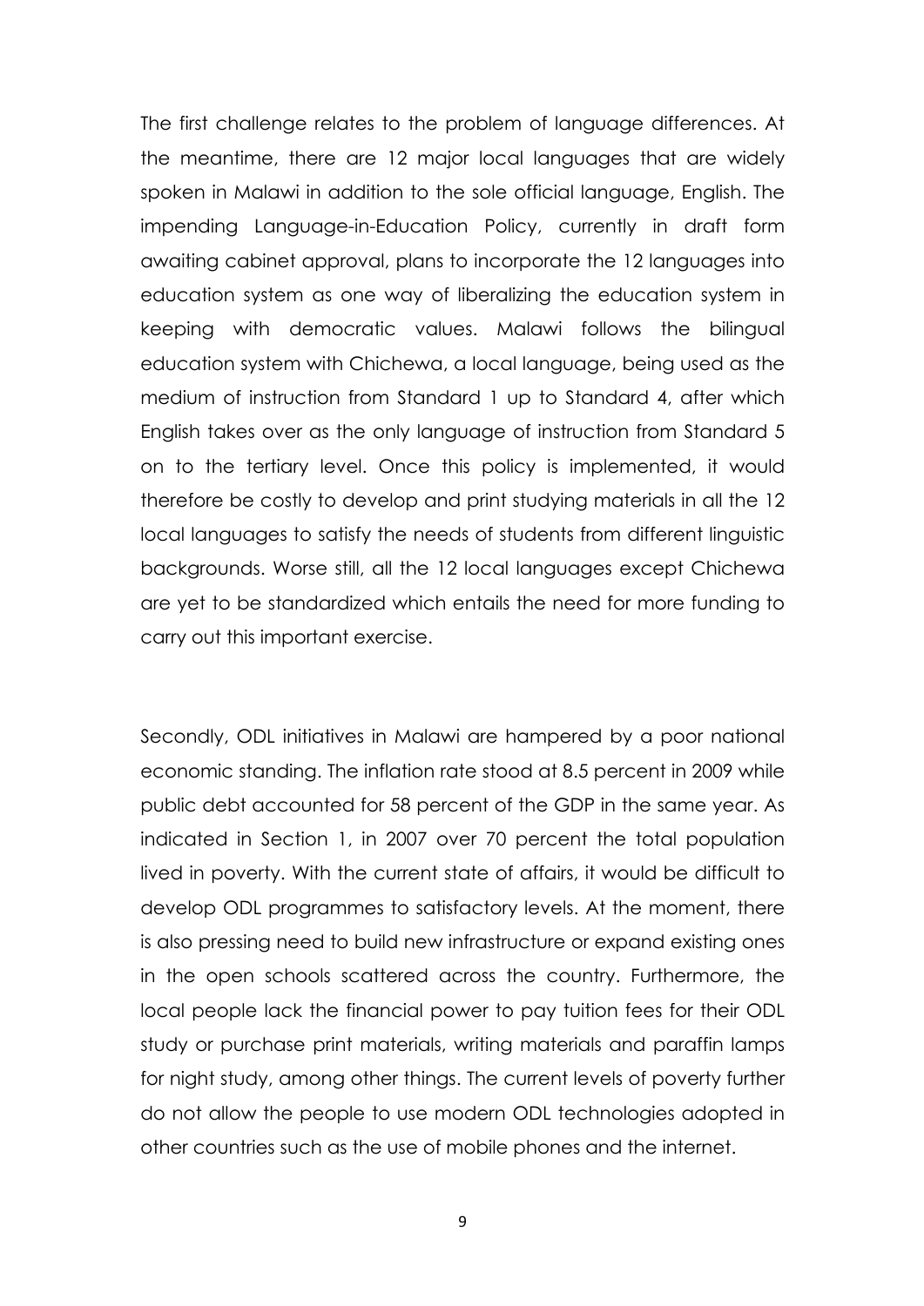The first challenge relates to the problem of language differences. At the meantime, there are 12 major local languages that are widely spoken in Malawi in addition to the sole official language, English. The impending Language-in-Education Policy, currently in draft form awaiting cabinet approval, plans to incorporate the 12 languages into education system as one way of liberalizing the education system in keeping with democratic values. Malawi follows the bilingual education system with Chichewa, a local language, being used as the medium of instruction from Standard 1 up to Standard 4, after which English takes over as the only language of instruction from Standard 5 on to the tertiary level. Once this policy is implemented, it would therefore be costly to develop and print studying materials in all the 12 local languages to satisfy the needs of students from different linguistic backgrounds. Worse still, all the 12 local languages except Chichewa are yet to be standardized which entails the need for more funding to carry out this important exercise.

Secondly, ODL initiatives in Malawi are hampered by a poor national economic standing. The inflation rate stood at 8.5 percent in 2009 while public debt accounted for 58 percent of the GDP in the same year. As indicated in Section 1, in 2007 over 70 percent the total population lived in poverty. With the current state of affairs, it would be difficult to develop ODL programmes to satisfactory levels. At the moment, there is also pressing need to build new infrastructure or expand existing ones in the open schools scattered across the country. Furthermore, the local people lack the financial power to pay tuition fees for their ODL study or purchase print materials, writing materials and paraffin lamps for night study, among other things. The current levels of poverty further do not allow the people to use modern ODL technologies adopted in other countries such as the use of mobile phones and the internet.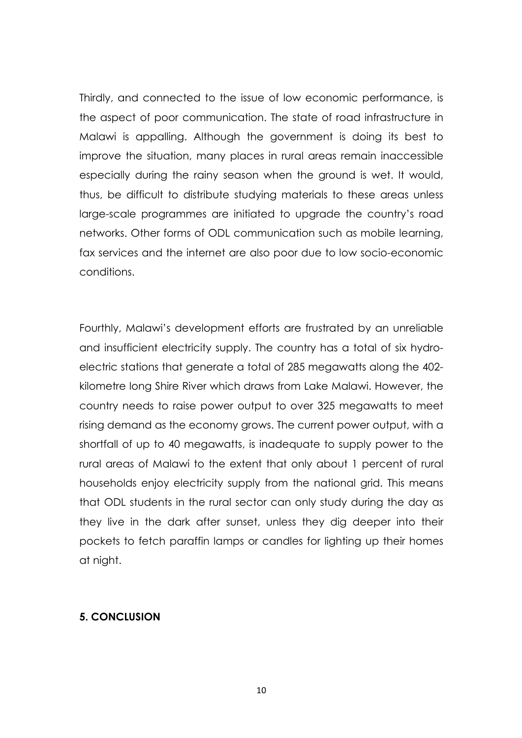Thirdly, and connected to the issue of low economic performance, is the aspect of poor communication. The state of road infrastructure in Malawi is appalling. Although the government is doing its best to improve the situation, many places in rural areas remain inaccessible especially during the rainy season when the ground is wet. It would, thus, be difficult to distribute studying materials to these areas unless large-scale programmes are initiated to upgrade the country's road networks. Other forms of ODL communication such as mobile learning, fax services and the internet are also poor due to low socio-economic conditions.

Fourthly, Malawi's development efforts are frustrated by an unreliable and insufficient electricity supply. The country has a total of six hydro-electric stations that generate a total of 285 megawatts along the 402-kilometre long Shire River which draws from Lake Malawi. However, the country needs to raise power output to over 325 megawatts to meet rising demand as the economy grows. The current power output, with a shortfall of up to 40 megawatts, is inadequate to supply power to the rural areas of Malawi to the extent that only about 1 percent of rural households enjoy electricity supply from the national grid. This means that ODL students in the rural sector can only study during the day as they live in the dark after sunset, unless they dig deeper into their pockets to fetch paraffin lamps or candles for lighting up their homes at night.

## 5. CONCLUSION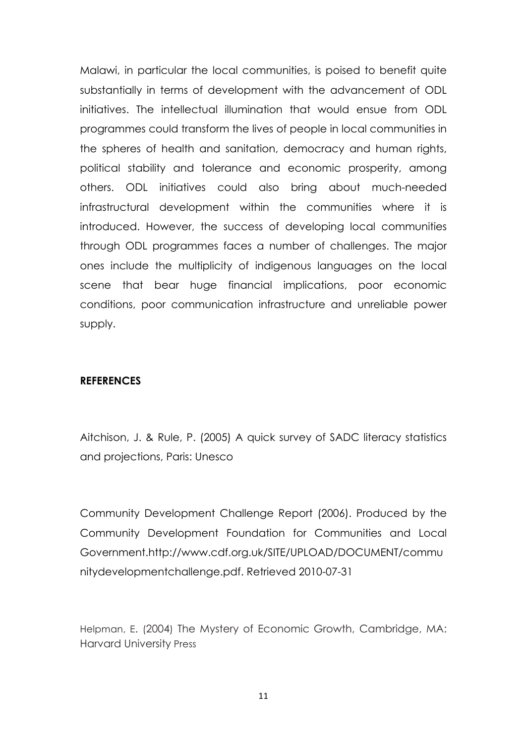Malawi, in particular the local communities, is poised to benefit quite substantially in terms of development with the advancement of ODL initiatives. The intellectual illumination that would ensue from ODL programmes could transform the lives of people in local communities in the spheres of health and sanitation, democracy and human rights, political stability and tolerance and economic prosperity, among others. ODL initiatives could also bring about much-needed infrastructural development within the communities where it is introduced. However, the success of developing local communities through ODL programmes faces a number of challenges. The major ones include the multiplicity of indigenous languages on the local scene that bear huge financial implications, poor economic conditions, poor communication infrastructure and unreliable power supply.

**REFERENCES**

Aitchison, J. & Rule, P. (2005) A quick survey of SADC literacy statistics and projections, Paris: Unesco

Community Development Challenge Report (2006). Produced by the Community Development Foundation for Communities and Local Government.http://www.cdf.org.uk/SITE/UPLOAD/DOCUMENT/communitydevelopmentchallenge.pdf. Retrieved 2010-07-31

Helpman, E. (2004) The Mystery of Economic Growth, Cambridge, MA: Harvard University Press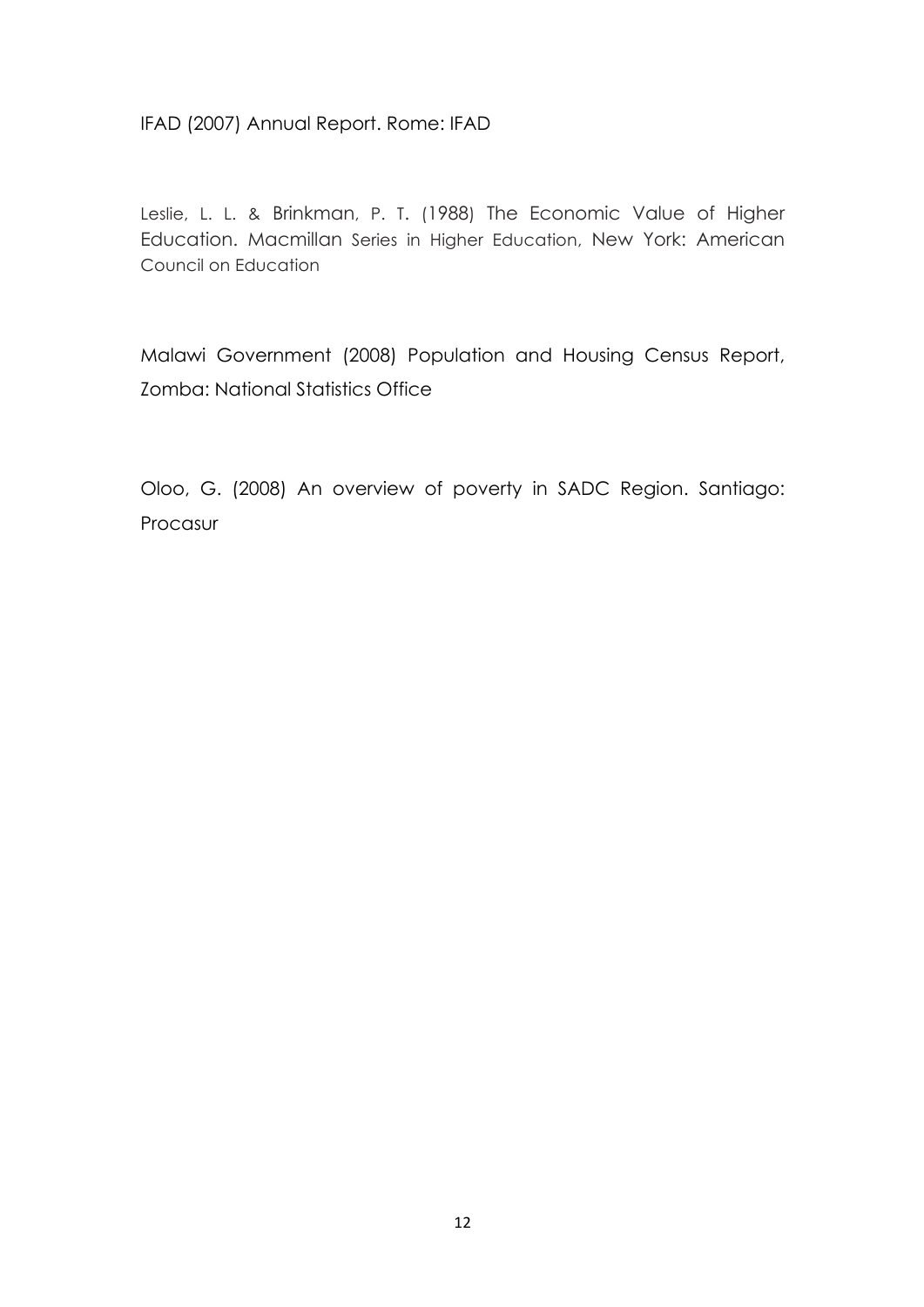IFAD (2007) Annual Report. Rome: IFAD

Leslie, L. L. & Brinkman, P. T. (1988) The Economic Value of Higher Education. Macmillan Series in Higher Education, New York: American Council on Education

Malawi Government (2008) Population and Housing Census Report, Zomba: National Statistics Office

Oloo, G. (2008) An overview of poverty in SADC Region. Santiago: Procasur